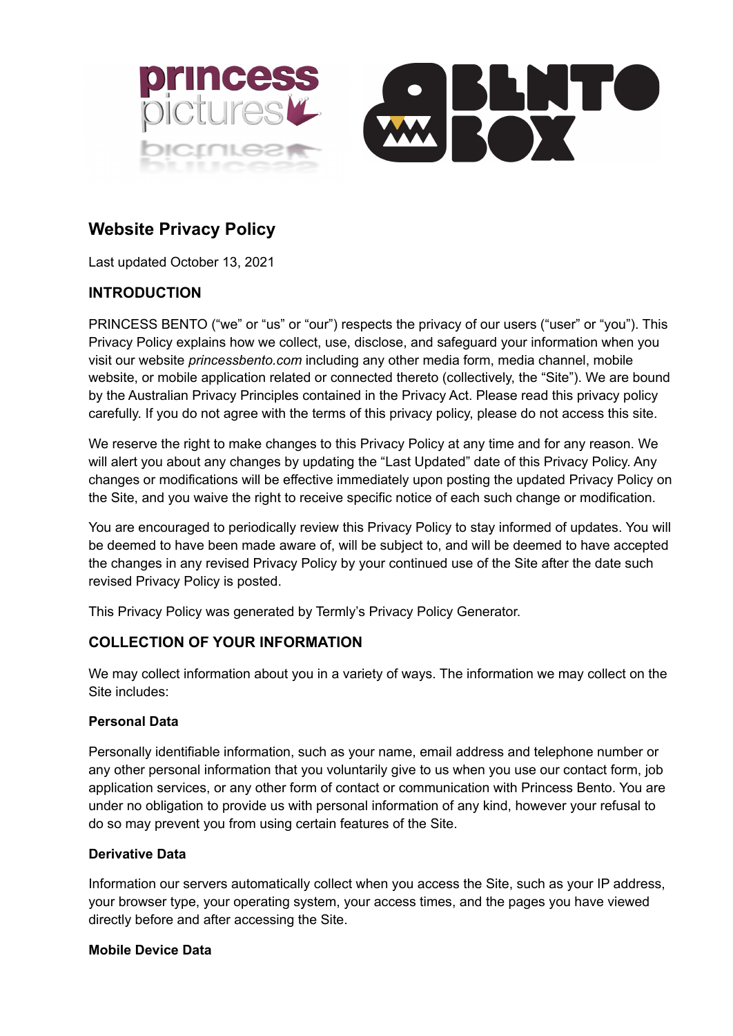# Website Privacy Policy

Last updated October 13, 2021

## INTRODUCTION

PRINCESS BENTO ("we" or "us" or "our") respects the privacy of our users ("user" or "you"). This Privacy Policy explains how we collect, use, disclose, and safeguard your information when you visit our website *princessbento.com* including any other media form, media channel, mobile website, or mobile application related or connected thereto (collectively, the "Site"). We are bound by the Australian Privacy Principles contained in the Privacy Act. Please read this privacy policy carefully. If you do not agree with the terms of this privacy policy, please do not access this site.

We reserve the right to make changes to this Privacy Policy at any time and for any reason. We will alert you about any changes by updating the "Last Updated" date of this Privacy Policy. Any changes or modifications will be effective immediately upon posting the updated Privacy Policy on the Site, and you waive the right to receive specific notice of each such change or modification.

You are encouraged to periodically review this Privacy Policy to stay informed of updates. You will be deemed to have been made aware of, will be subject to, and will be deemed to have accepted the changes in any revised Privacy Policy by your continued use of the Site after the date such revised Privacy Policy is posted.

This Privacy Policy was generated by Termly's Privacy Policy Generator.

## COLLECTION OF YOUR INFORMATION

We may collect information about you in a variety of ways. The information we may collect on the Site includes:

### Personal Data

Personally identifiable information, such as your name, email address and telephone number or any other personal information that you voluntarily give to us when you use our contact form, job application services, or any other form of contact or communication with Princess Bento. You are under no obligation to provide us with personal information of any kind, however your refusal to do so may prevent you from using certain features of the Site.

### Derivative Data

Information our servers automatically collect when you access the Site, such as your IP address, your browser type, your operating system, your access times, and the pages you have viewed directly before and after accessing the Site.

### Mobile Device Data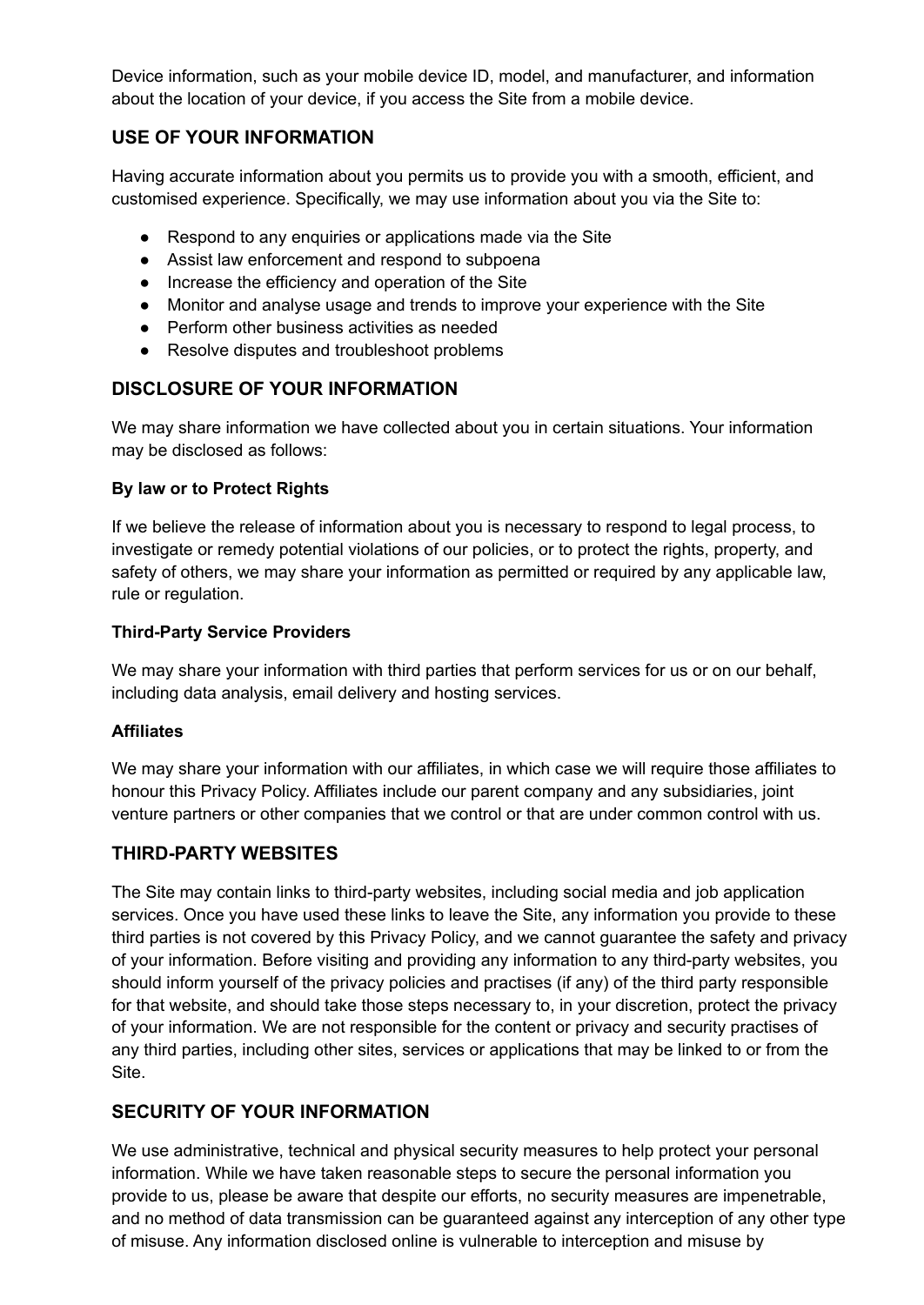Device information, such as your mobile device ID, model, and manufacturer, and information about the location of your device, if you access the Site from a mobile device.

## USE OF YOUR INFORMATION

Having accurate information about you permits us to provide you with a smooth, efficient, and customised experience. Specifically, we may use information about you via the Site to:

- Respond to any enquiries or applications made via the Site
- Assist law enforcement and respond to subpoena
- Increase the efficiency and operation of the Site
- Monitor and analyse usage and trends to improve your experience with the Site
- Perform other business activities as needed
- Resolve disputes and troubleshoot problems

## DISCLOSURE OF YOUR INFORMATION

We may share information we have collected about you in certain situations. Your information may be disclosed as follows:

**By law or to Protect Rights**

If we believe the release of information about you is necessary to respond to legal process, to investigate or remedy potential violations of our policies, or to protect the rights, property, and safety of others, we may share your information as permitted or required by any applicable law, rule or regulation.

**Third-Party Service Providers**

We may share your information with third parties that perform services for us or on our behalf, including data analysis, email delivery and hosting services.

**Affiliates**

We may share your information with our affiliates, in which case we will require those affiliates to honour this Privacy Policy. Affiliates include our parent company and any subsidiaries, joint venture partners or other companies that we control or that are under common control with us.

## THIRD-PARTY WEBSITES

The Site may contain links to third-party websites, including social media and job application services. Once you have used these links to leave the Site, any information you provide to these third parties is not covered by this Privacy Policy, and we cannot guarantee the safety and privacy of your information. Before visiting and providing any information to any third-party websites, you should inform yourself of the privacy policies and practises (if any) of the third party responsible for that website, and should take those steps necessary to, in your discretion, protect the privacy of your information. We are not responsible for the content or privacy and security practises of any third parties, including other sites, services or applications that may be linked to or from the Site.

## SECURITY OF YOUR INFORMATION

We use administrative, technical and physical security measures to help protect your personal information. While we have taken reasonable steps to secure the personal information you provide to us, please be aware that despite our efforts, no security measures are impenetrable, and no method of data transmission can be guaranteed against any interception of any other type of misuse. Any information disclosed online is vulnerable to interception and misuse by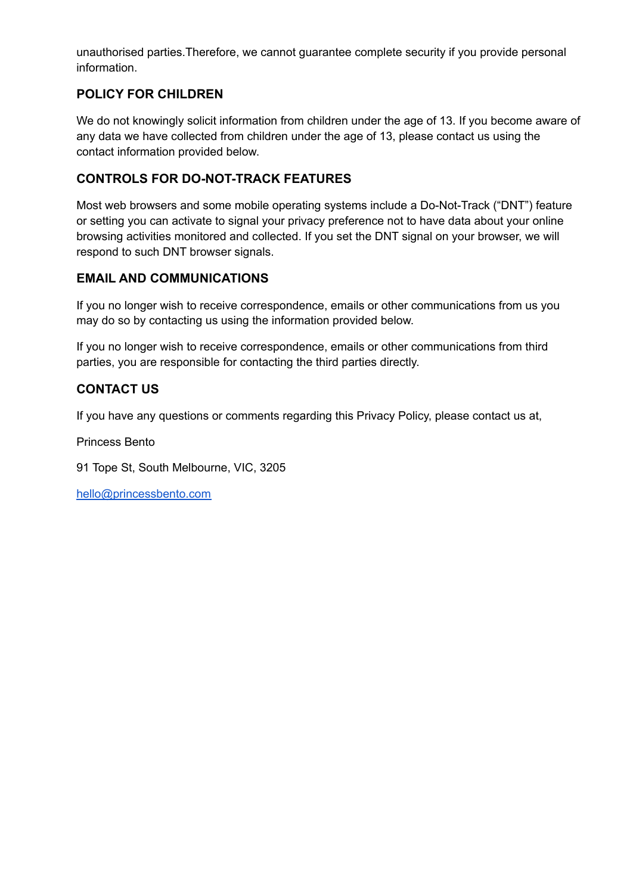unauthorised parties.Therefore, we cannot guarantee complete security if you provide personal information.

## POLICY FOR CHILDREN

We do not knowingly solicit information from children under the age of 13. If you become aware of any data we have collected from children under the age of 13, please contact us using the contact information provided below.

## CONTROLS FOR DO-NOT-TRACK FEATURES

Most web browsers and some mobile operating systems include a Do-Not-Track ("DNT") feature or setting you can activate to signal your privacy preference not to have data about your online browsing activities monitored and collected. If you set the DNT signal on your browser, we will respond to such DNT browser signals.

## EMAIL AND COMMUNICATIONS

If you no longer wish to receive correspondence, emails or other communications from us you may do so by contacting us using the information provided below.

If you no longer wish to receive correspondence, emails or other communications from third parties, you are responsible for contacting the third parties directly.

## CONTACT US

If you have any questions or comments regarding this Privacy Policy, please contact us at,

Princess Bento

91 Tope St, South Melbourne, VIC, 3205

[hello@princessbento.com](mailto:hello@princessbento.com)